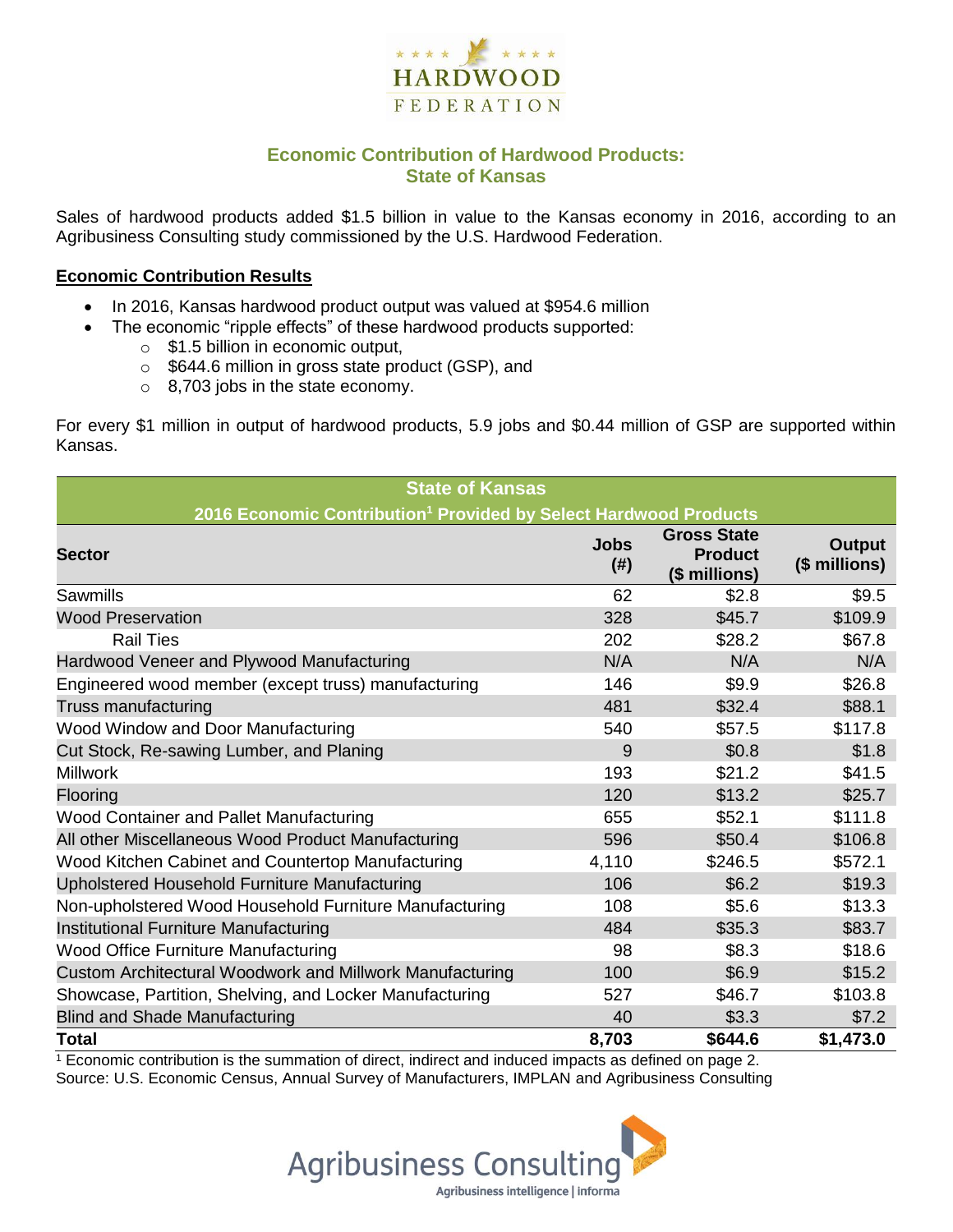HARDWOOD FEDERATION

## Economic Contribution of Hardwood Products: State of Kansas

Sales of hardwood products added $1.5 billion in value to the Kansas economy in 2016, according to an Agribusiness Consulting study commissioned by the U.S. Hardwood Federation.

**Economic Contribution Results**

- In 2016, Kansas hardwood product output was valued at $954.6 million
- The economic "ripple effects" of these hardwood products supported:
    - $1.5 billion in economic output,
    - $644.6 million in gross state product (GSP), and
    - 8,703 jobs in the state economy.

For every $1 million in output of hardwood products, 5.9 jobs and $0.44 million of GSP are supported within Kansas.

**State of Kansas**
**2016 Economic Contribution[1] Provided by Select Hardwood Products**

| Sector | Jobs (#) | Gross State Product ($ millions) | Output ($ millions) |
|---|---|---|---|
| Sawmills | 62 | $2.8 | $9.5 |
| Wood Preservation | 328 | $45.7 | $109.9 |
| Rail Ties | 202 | $28.2 | $67.8 |
| Hardwood Veneer and Plywood Manufacturing | N/A | N/A | N/A |
| Engineered wood member (except truss) manufacturing | 146 | $9.9 | $26.8 |
| Truss manufacturing | 481 | $32.4 | $88.1 |
| Wood Window and Door Manufacturing | 540 | $57.5 | $117.8 |
| Cut Stock, Re-sawing Lumber, and Planing | 9 | $0.8 | $1.8 |
| Millwork | 193 | $21.2 | $41.5 |
| Flooring | 120 | $13.2 | $25.7 |
| Wood Container and Pallet Manufacturing | 655 | $52.1 | $111.8 |
| All other Miscellaneous Wood Product Manufacturing | 596 | $50.4 | $106.8 |
| Wood Kitchen Cabinet and Countertop Manufacturing | 4,110 | $246.5 | $572.1 |
| Upholstered Household Furniture Manufacturing | 106 | $6.2 | $19.3 |
| Non-upholstered Wood Household Furniture Manufacturing | 108 | $5.6 | $13.3 |
| Institutional Furniture Manufacturing | 484 | $35.3 | $83.7 |
| Wood Office Furniture Manufacturing | 98 | $8.3 | $18.6 |
| Custom Architectural Woodwork and Millwork Manufacturing | 100 | $6.9 | $15.2 |
| Showcase, Partition, Shelving, and Locker Manufacturing | 527 | $46.7 | $103.8 |
| Blind and Shade Manufacturing | 40 | $3.3 | $7.2 |
| **Total** | **8,703** | **$644.6** | **$1,473.0** |

[1] Economic contribution is the summation of direct, indirect and induced impacts as defined on page 2.
Source: U.S. Economic Census, Annual Survey of Manufacturers, IMPLAN and Agribusiness Consulting

Agribusiness Consulting
Agribusiness intelligence | informa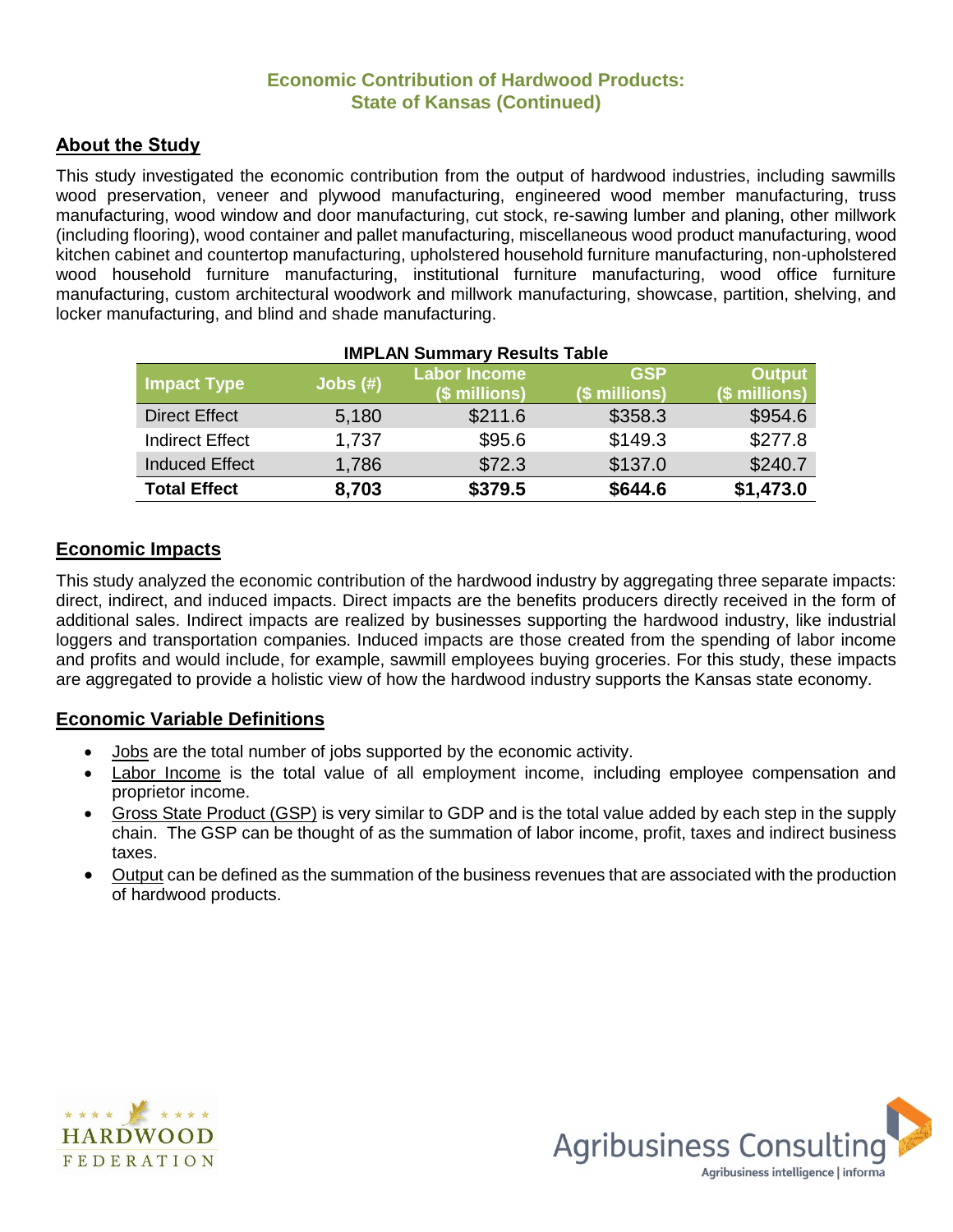## Economic Contribution of Hardwood Products: State of Kansas (Continued)

### About the Study

This study investigated the economic contribution from the output of hardwood industries, including sawmills wood preservation, veneer and plywood manufacturing, engineered wood member manufacturing, truss manufacturing, wood window and door manufacturing, cut stock, re-sawing lumber and planing, other millwork (including flooring), wood container and pallet manufacturing, miscellaneous wood product manufacturing, wood kitchen cabinet and countertop manufacturing, upholstered household furniture manufacturing, non-upholstered wood household furniture manufacturing, institutional furniture manufacturing, wood office furniture manufacturing, custom architectural woodwork and millwork manufacturing, showcase, partition, shelving, and locker manufacturing, and blind and shade manufacturing.

**IMPLAN Summary Results Table**

| Impact Type | Jobs (#) | Labor Income ($ millions) | GSP ($ millions) | Output ($ millions) |
|---|---|---|---|---|
| Direct Effect | 5,180 | $211.6 | $358.3 | $954.6 |
| Indirect Effect | 1,737 | $95.6 | $149.3 | $277.8 |
| Induced Effect | 1,786 | $72.3 | $137.0 | $240.7 |
| **Total Effect** | **8,703** | **$379.5** | **$644.6** | **$1,473.0** |

### Economic Impacts

This study analyzed the economic contribution of the hardwood industry by aggregating three separate impacts: direct, indirect, and induced impacts. Direct impacts are the benefits producers directly received in the form of additional sales. Indirect impacts are realized by businesses supporting the hardwood industry, like industrial loggers and transportation companies. Induced impacts are those created from the spending of labor income and profits and would include, for example, sawmill employees buying groceries. For this study, these impacts are aggregated to provide a holistic view of how the hardwood industry supports the Kansas state economy.

### Economic Variable Definitions

- Jobs are the total number of jobs supported by the economic activity.
- Labor Income is the total value of all employment income, including employee compensation and proprietor income.
- Gross State Product (GSP) is very similar to GDP and is the total value added by each step in the supply chain. The GSP can be thought of as the summation of labor income, profit, taxes and indirect business taxes.
- Output can be defined as the summation of the business revenues that are associated with the production of hardwood products.

HARDWOOD FEDERATION

Agribusiness Consulting
Agribusiness intelligence | informa